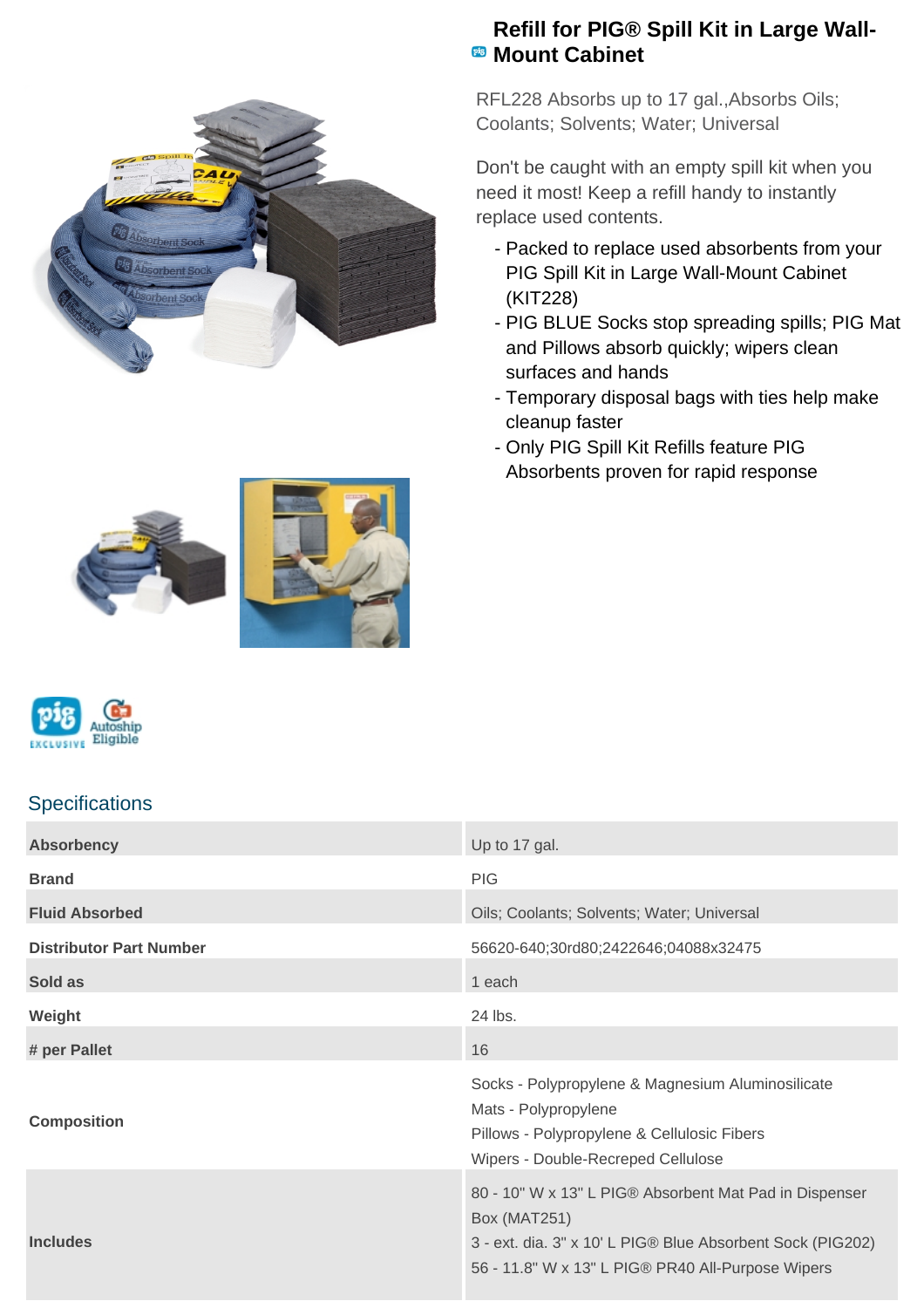# Refill for PIG® Spill Kit in Large Wall-Mount Cabinet

RFL228 Absorbs up to 17 gal.,Absorbs Oils; Coolants; Solvents; Water; Universal

Don't be caught with an empty spill kit when you need it most! Keep a refill handy to instantly replace used contents.

- Packed to replace used absorbents from your PIG Spill Kit in Large Wall-Mount Cabinet (KIT228)
- PIG BLUE Socks stop spreading spills; PIG Mat and Pillows absorb quickly; wipers clean surfaces and hands
- Temporary disposal bags with ties help make cleanup faster
- Only PIG Spill Kit Refills feature PIG Absorbents proven for rapid response

## Specifications

| | |
|---|---|
| **Absorbency** | Up to 17 gal. |
| **Brand** | PIG |
| **Fluid Absorbed** | Oils; Coolants; Solvents; Water; Universal |
| **Distributor Part Number** | 56620-640;30rd80;2422646;04088x32475 |
| **Sold as** | 1 each |
| **Weight** | 24 lbs. |
| **# per Pallet** | 16 |
| **Composition** | Socks - Polypropylene & Magnesium Aluminosilicate<br>Mats - Polypropylene<br>Pillows - Polypropylene & Cellulosic Fibers<br>Wipers - Double-Recreped Cellulose |
| **Includes** | 80 - 10" W x 13" L PIG® Absorbent Mat Pad in Dispenser Box (MAT251)<br>3 - ext. dia. 3" x 10' L PIG® Blue Absorbent Sock (PIG202)<br>56 - 11.8" W x 13" L PIG® PR40 All-Purpose Wipers |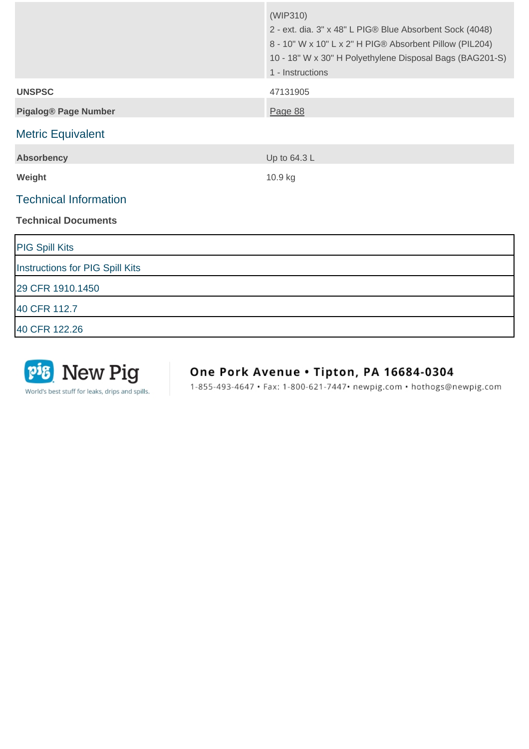| | |
|---|---|
| | (WIP310)<br>2 - ext. dia. 3" x 48" L PIG® Blue Absorbent Sock (4048)<br>8 - 10" W x 10" L x 2" H PIG® Absorbent Pillow (PIL204)<br>10 - 18" W x 30" H Polyethylene Disposal Bags (BAG201-S)<br>1 - Instructions |
| **UNSPSC** | 47131905 |
| **Pigalog® Page Number** | Page 88 |

## Metric Equivalent

| | |
|---|---|
| **Absorbency** | Up to 64.3 L |
| **Weight** | 10.9 kg |

## Technical Information

**Technical Documents**

| |
|---|
| PIG Spill Kits |
| Instructions for PIG Spill Kits |
| 29 CFR 1910.1450 |
| 40 CFR 112.7 |
| 40 CFR 122.26 |

New Pig
World's best stuff for leaks, drips and spills.

**One Pork Avenue • Tipton, PA 16684-0304**
1-855-493-4647 • Fax: 1-800-621-7447• newpig.com • hothogs@newpig.com